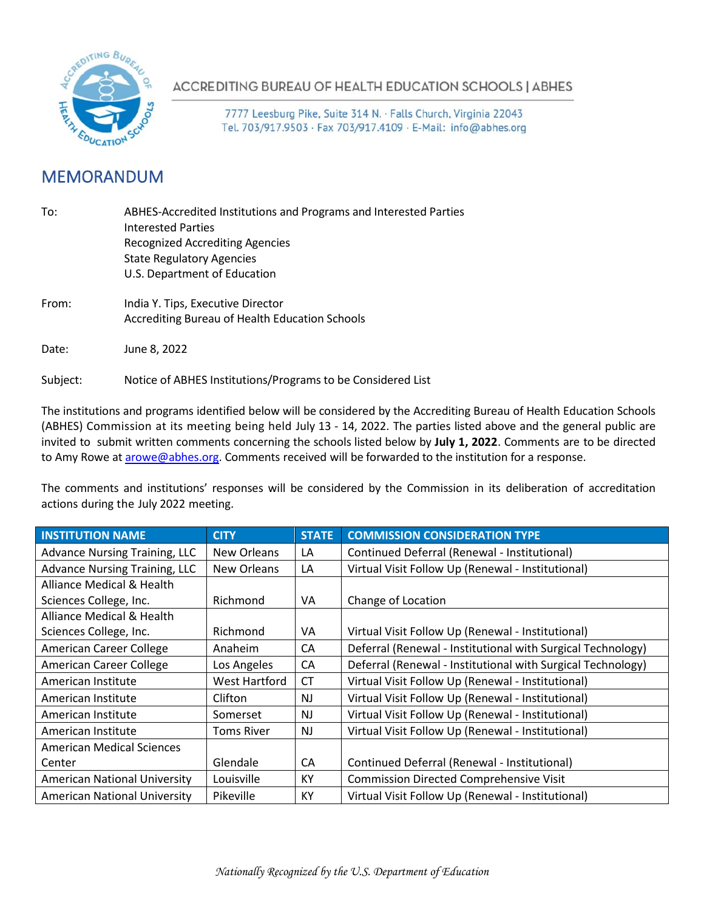ACCREDITING BUREAU OF HEALTH EDUCATION SCHOOLS | ABHES

7777 Leesburg Pike, Suite 314 N. · Falls Church, Virginia 22043
Tel. 703/917.9503 · Fax 703/917.4109 · E-Mail: info@abhes.org

# MEMORANDUM

To: ABHES-Accredited Institutions and Programs and Interested Parties
Interested Parties
Recognized Accrediting Agencies
State Regulatory Agencies
U.S. Department of Education

From: India Y. Tips, Executive Director
Accrediting Bureau of Health Education Schools

Date: June 8, 2022

Subject: Notice of ABHES Institutions/Programs to be Considered List

The institutions and programs identified below will be considered by the Accrediting Bureau of Health Education Schools (ABHES) Commission at its meeting being held July 13 - 14, 2022. The parties listed above and the general public are invited to submit written comments concerning the schools listed below by **July 1, 2022**. Comments are to be directed to Amy Rowe at arowe@abhes.org. Comments received will be forwarded to the institution for a response.

The comments and institutions' responses will be considered by the Commission in its deliberation of accreditation actions during the July 2022 meeting.

| INSTITUTION NAME | CITY | STATE | COMMISSION CONSIDERATION TYPE |
|---|---|---|---|
| Advance Nursing Training, LLC | New Orleans | LA | Continued Deferral (Renewal - Institutional) |
| Advance Nursing Training, LLC | New Orleans | LA | Virtual Visit Follow Up (Renewal - Institutional) |
| Alliance Medical & Health Sciences College, Inc. | Richmond | VA | Change of Location |
| Alliance Medical & Health Sciences College, Inc. | Richmond | VA | Virtual Visit Follow Up (Renewal - Institutional) |
| American Career College | Anaheim | CA | Deferral (Renewal - Institutional with Surgical Technology) |
| American Career College | Los Angeles | CA | Deferral (Renewal - Institutional with Surgical Technology) |
| American Institute | West Hartford | CT | Virtual Visit Follow Up (Renewal - Institutional) |
| American Institute | Clifton | NJ | Virtual Visit Follow Up (Renewal - Institutional) |
| American Institute | Somerset | NJ | Virtual Visit Follow Up (Renewal - Institutional) |
| American Institute | Toms River | NJ | Virtual Visit Follow Up (Renewal - Institutional) |
| American Medical Sciences Center | Glendale | CA | Continued Deferral (Renewal - Institutional) |
| American National University | Louisville | KY | Commission Directed Comprehensive Visit |
| American National University | Pikeville | KY | Virtual Visit Follow Up (Renewal - Institutional) |

*Nationally Recognized by the U.S. Department of Education*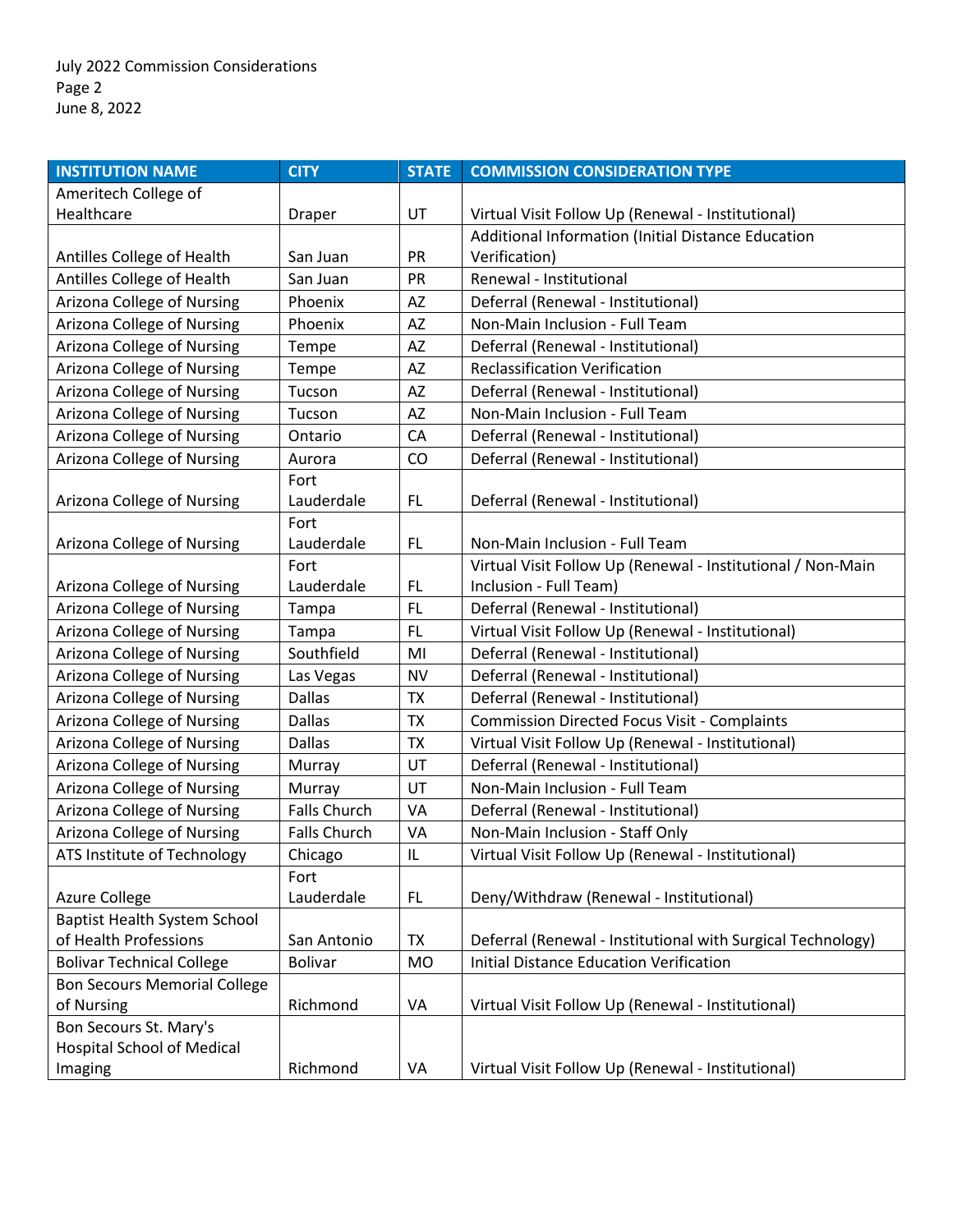| INSTITUTION NAME | CITY | STATE | COMMISSION CONSIDERATION TYPE |
|---|---|---|---|
| Ameritech College of Healthcare | Draper | UT | Virtual Visit Follow Up (Renewal - Institutional) |
| Antilles College of Health | San Juan | PR | Additional Information (Initial Distance Education Verification) |
| Antilles College of Health | San Juan | PR | Renewal - Institutional |
| Arizona College of Nursing | Phoenix | AZ | Deferral (Renewal - Institutional) |
| Arizona College of Nursing | Phoenix | AZ | Non-Main Inclusion - Full Team |
| Arizona College of Nursing | Tempe | AZ | Deferral (Renewal - Institutional) |
| Arizona College of Nursing | Tempe | AZ | Reclassification Verification |
| Arizona College of Nursing | Tucson | AZ | Deferral (Renewal - Institutional) |
| Arizona College of Nursing | Tucson | AZ | Non-Main Inclusion - Full Team |
| Arizona College of Nursing | Ontario | CA | Deferral (Renewal - Institutional) |
| Arizona College of Nursing | Aurora | CO | Deferral (Renewal - Institutional) |
| Arizona College of Nursing | Fort Lauderdale | FL | Deferral (Renewal - Institutional) |
| Arizona College of Nursing | Fort Lauderdale | FL | Non-Main Inclusion - Full Team |
| Arizona College of Nursing | Fort Lauderdale | FL | Virtual Visit Follow Up (Renewal - Institutional / Non-Main Inclusion - Full Team) |
| Arizona College of Nursing | Tampa | FL | Deferral (Renewal - Institutional) |
| Arizona College of Nursing | Tampa | FL | Virtual Visit Follow Up (Renewal - Institutional) |
| Arizona College of Nursing | Southfield | MI | Deferral (Renewal - Institutional) |
| Arizona College of Nursing | Las Vegas | NV | Deferral (Renewal - Institutional) |
| Arizona College of Nursing | Dallas | TX | Deferral (Renewal - Institutional) |
| Arizona College of Nursing | Dallas | TX | Commission Directed Focus Visit - Complaints |
| Arizona College of Nursing | Dallas | TX | Virtual Visit Follow Up (Renewal - Institutional) |
| Arizona College of Nursing | Murray | UT | Deferral (Renewal - Institutional) |
| Arizona College of Nursing | Murray | UT | Non-Main Inclusion - Full Team |
| Arizona College of Nursing | Falls Church | VA | Deferral (Renewal - Institutional) |
| Arizona College of Nursing | Falls Church | VA | Non-Main Inclusion - Staff Only |
| ATS Institute of Technology | Chicago | IL | Virtual Visit Follow Up (Renewal - Institutional) |
| Azure College | Fort Lauderdale | FL | Deny/Withdraw (Renewal - Institutional) |
| Baptist Health System School of Health Professions | San Antonio | TX | Deferral (Renewal - Institutional with Surgical Technology) |
| Bolivar Technical College | Bolivar | MO | Initial Distance Education Verification |
| Bon Secours Memorial College of Nursing | Richmond | VA | Virtual Visit Follow Up (Renewal - Institutional) |
| Bon Secours St. Mary's Hospital School of Medical Imaging | Richmond | VA | Virtual Visit Follow Up (Renewal - Institutional) |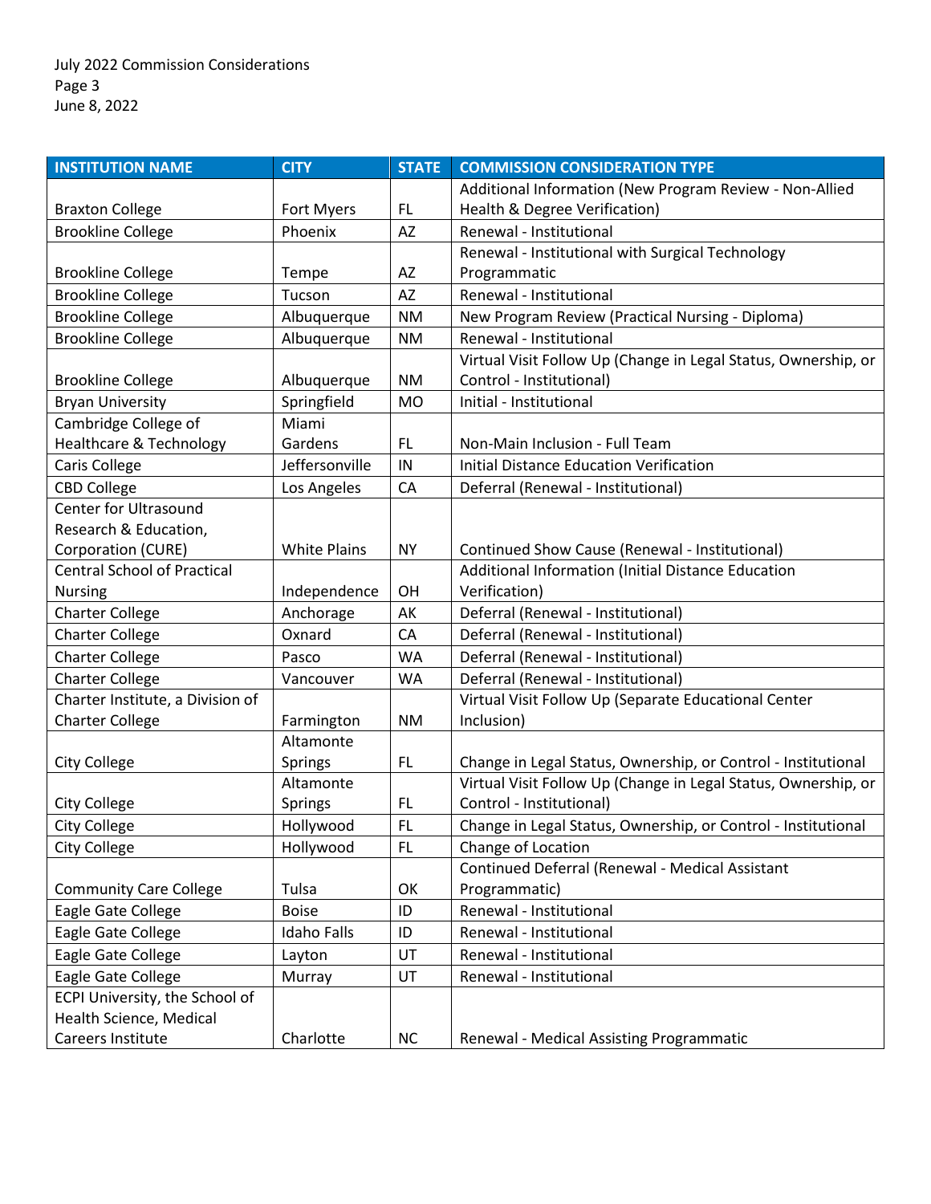| INSTITUTION NAME | CITY | STATE | COMMISSION CONSIDERATION TYPE |
|---|---|---|---|
| Braxton College | Fort Myers | FL | Additional Information (New Program Review - Non-Allied Health & Degree Verification) |
| Brookline College | Phoenix | AZ | Renewal - Institutional |
| Brookline College | Tempe | AZ | Renewal - Institutional with Surgical Technology Programmatic |
| Brookline College | Tucson | AZ | Renewal - Institutional |
| Brookline College | Albuquerque | NM | New Program Review (Practical Nursing - Diploma) |
| Brookline College | Albuquerque | NM | Renewal - Institutional |
| Brookline College | Albuquerque | NM | Virtual Visit Follow Up (Change in Legal Status, Ownership, or Control - Institutional) |
| Bryan University | Springfield | MO | Initial - Institutional |
| Cambridge College of Healthcare & Technology | Miami Gardens | FL | Non-Main Inclusion - Full Team |
| Caris College | Jeffersonville | IN | Initial Distance Education Verification |
| CBD College | Los Angeles | CA | Deferral (Renewal - Institutional) |
| Center for Ultrasound Research & Education, Corporation (CURE) | White Plains | NY | Continued Show Cause (Renewal - Institutional) |
| Central School of Practical Nursing | Independence | OH | Additional Information (Initial Distance Education Verification) |
| Charter College | Anchorage | AK | Deferral (Renewal - Institutional) |
| Charter College | Oxnard | CA | Deferral (Renewal - Institutional) |
| Charter College | Pasco | WA | Deferral (Renewal - Institutional) |
| Charter College | Vancouver | WA | Deferral (Renewal - Institutional) |
| Charter Institute, a Division of Charter College | Farmington | NM | Virtual Visit Follow Up (Separate Educational Center Inclusion) |
| City College | Altamonte Springs | FL | Change in Legal Status, Ownership, or Control - Institutional |
| City College | Altamonte Springs | FL | Virtual Visit Follow Up (Change in Legal Status, Ownership, or Control - Institutional) |
| City College | Hollywood | FL | Change in Legal Status, Ownership, or Control - Institutional |
| City College | Hollywood | FL | Change of Location |
| Community Care College | Tulsa | OK | Continued Deferral (Renewal - Medical Assistant Programmatic) |
| Eagle Gate College | Boise | ID | Renewal - Institutional |
| Eagle Gate College | Idaho Falls | ID | Renewal - Institutional |
| Eagle Gate College | Layton | UT | Renewal - Institutional |
| Eagle Gate College | Murray | UT | Renewal - Institutional |
| ECPI University, the School of Health Science, Medical Careers Institute | Charlotte | NC | Renewal - Medical Assisting Programmatic |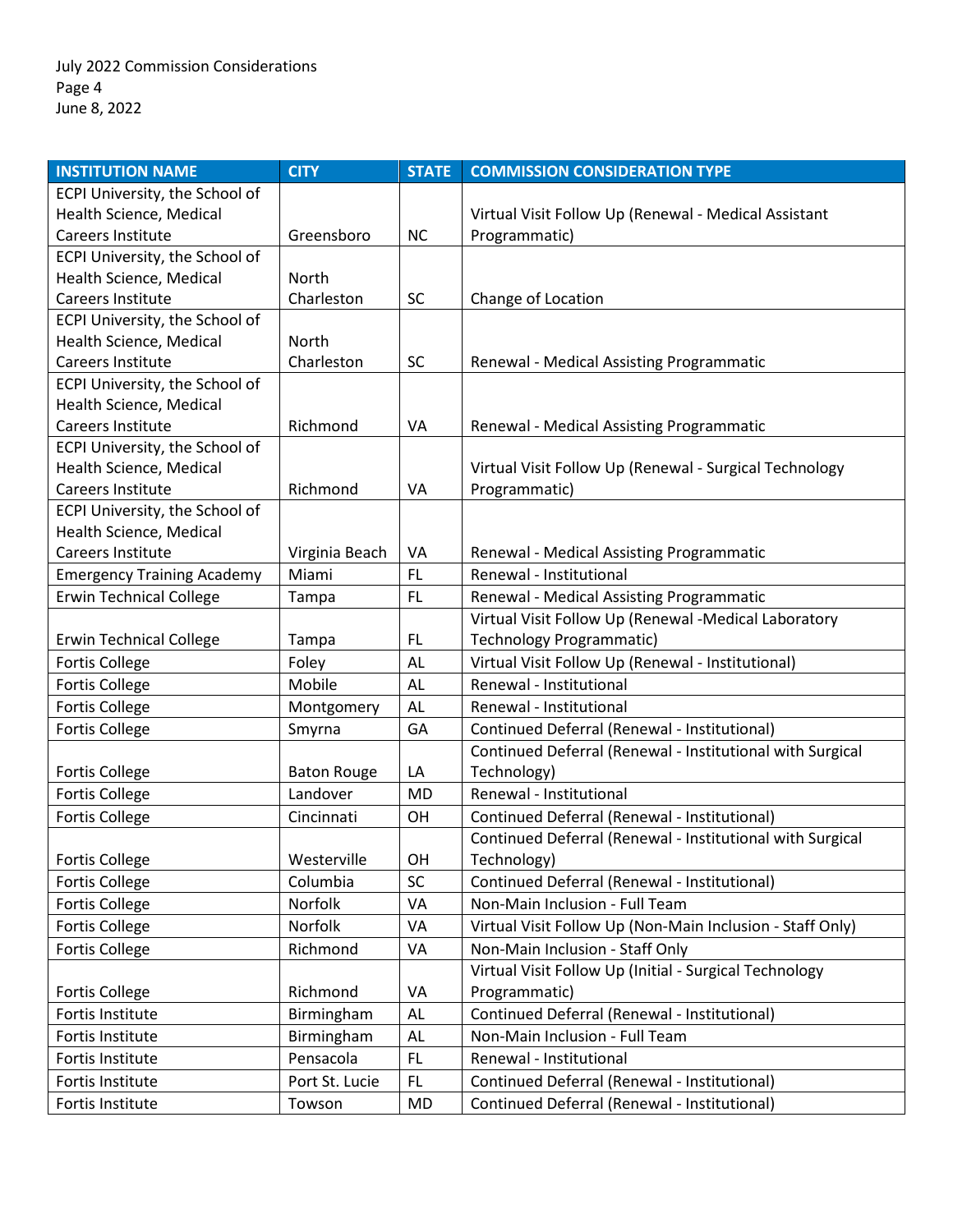| INSTITUTION NAME | CITY | STATE | COMMISSION CONSIDERATION TYPE |
|---|---|---|---|
| ECPI University, the School of Health Science, Medical Careers Institute | Greensboro | NC | Virtual Visit Follow Up (Renewal - Medical Assistant Programmatic) |
| ECPI University, the School of Health Science, Medical Careers Institute | North Charleston | SC | Change of Location |
| ECPI University, the School of Health Science, Medical Careers Institute | North Charleston | SC | Renewal - Medical Assisting Programmatic |
| ECPI University, the School of Health Science, Medical Careers Institute | Richmond | VA | Renewal - Medical Assisting Programmatic |
| ECPI University, the School of Health Science, Medical Careers Institute | Richmond | VA | Virtual Visit Follow Up (Renewal - Surgical Technology Programmatic) |
| ECPI University, the School of Health Science, Medical Careers Institute | Virginia Beach | VA | Renewal - Medical Assisting Programmatic |
| Emergency Training Academy | Miami | FL | Renewal - Institutional |
| Erwin Technical College | Tampa | FL | Renewal - Medical Assisting Programmatic |
| Erwin Technical College | Tampa | FL | Virtual Visit Follow Up (Renewal -Medical Laboratory Technology Programmatic) |
| Fortis College | Foley | AL | Virtual Visit Follow Up (Renewal - Institutional) |
| Fortis College | Mobile | AL | Renewal - Institutional |
| Fortis College | Montgomery | AL | Renewal - Institutional |
| Fortis College | Smyrna | GA | Continued Deferral (Renewal - Institutional) |
| Fortis College | Baton Rouge | LA | Continued Deferral (Renewal - Institutional with Surgical Technology) |
| Fortis College | Landover | MD | Renewal - Institutional |
| Fortis College | Cincinnati | OH | Continued Deferral (Renewal - Institutional) |
| Fortis College | Westerville | OH | Continued Deferral (Renewal - Institutional with Surgical Technology) |
| Fortis College | Columbia | SC | Continued Deferral (Renewal - Institutional) |
| Fortis College | Norfolk | VA | Non-Main Inclusion - Full Team |
| Fortis College | Norfolk | VA | Virtual Visit Follow Up (Non-Main Inclusion - Staff Only) |
| Fortis College | Richmond | VA | Non-Main Inclusion - Staff Only |
| Fortis College | Richmond | VA | Virtual Visit Follow Up (Initial - Surgical Technology Programmatic) |
| Fortis Institute | Birmingham | AL | Continued Deferral (Renewal - Institutional) |
| Fortis Institute | Birmingham | AL | Non-Main Inclusion - Full Team |
| Fortis Institute | Pensacola | FL | Renewal - Institutional |
| Fortis Institute | Port St. Lucie | FL | Continued Deferral (Renewal - Institutional) |
| Fortis Institute | Towson | MD | Continued Deferral (Renewal - Institutional) |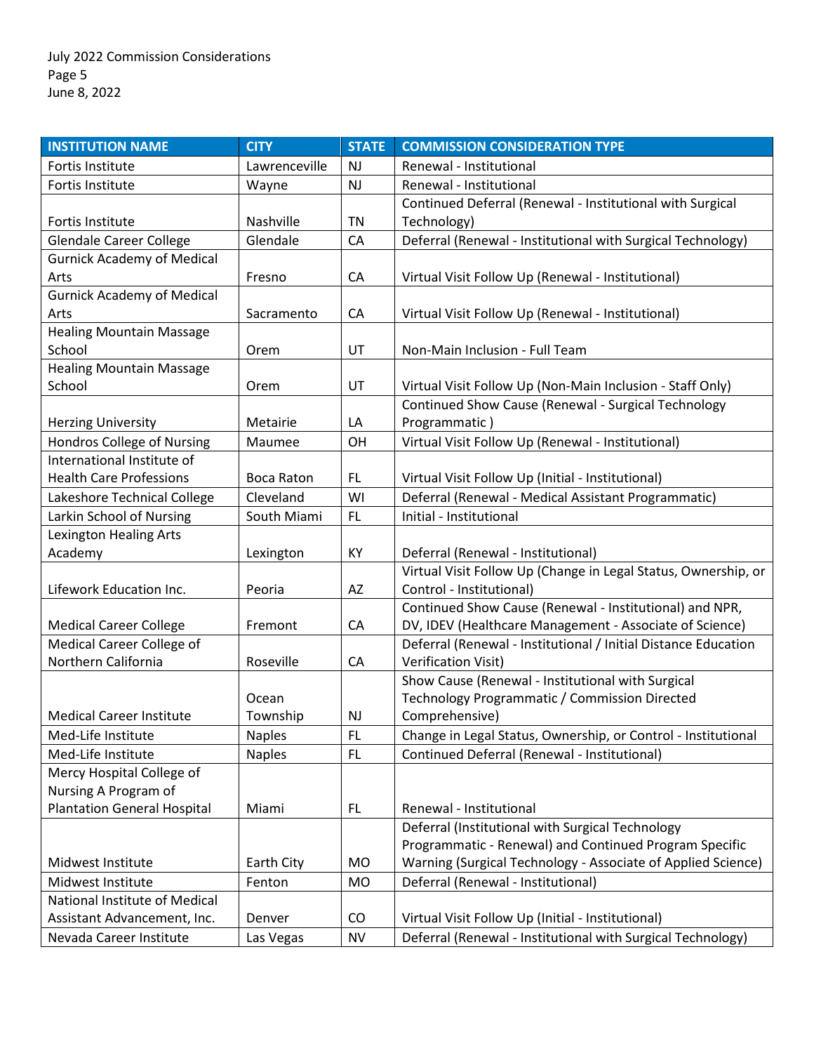| INSTITUTION NAME | CITY | STATE | COMMISSION CONSIDERATION TYPE |
|---|---|---|---|
| Fortis Institute | Lawrenceville | NJ | Renewal - Institutional |
| Fortis Institute | Wayne | NJ | Renewal - Institutional |
| Fortis Institute | Nashville | TN | Continued Deferral (Renewal - Institutional with Surgical Technology) |
| Glendale Career College | Glendale | CA | Deferral (Renewal - Institutional with Surgical Technology) |
| Gurnick Academy of Medical Arts | Fresno | CA | Virtual Visit Follow Up (Renewal - Institutional) |
| Gurnick Academy of Medical Arts | Sacramento | CA | Virtual Visit Follow Up (Renewal - Institutional) |
| Healing Mountain Massage School | Orem | UT | Non-Main Inclusion - Full Team |
| Healing Mountain Massage School | Orem | UT | Virtual Visit Follow Up (Non-Main Inclusion - Staff Only) |
| Herzing University | Metairie | LA | Continued Show Cause (Renewal - Surgical Technology Programmatic ) |
| Hondros College of Nursing | Maumee | OH | Virtual Visit Follow Up (Renewal - Institutional) |
| International Institute of Health Care Professions | Boca Raton | FL | Virtual Visit Follow Up (Initial - Institutional) |
| Lakeshore Technical College | Cleveland | WI | Deferral (Renewal - Medical Assistant Programmatic) |
| Larkin School of Nursing | South Miami | FL | Initial - Institutional |
| Lexington Healing Arts Academy | Lexington | KY | Deferral (Renewal - Institutional) |
| Lifework Education Inc. | Peoria | AZ | Virtual Visit Follow Up (Change in Legal Status, Ownership, or Control - Institutional) |
| Medical Career College | Fremont | CA | Continued Show Cause (Renewal - Institutional) and NPR, DV, IDEV (Healthcare Management - Associate of Science) |
| Medical Career College of Northern California | Roseville | CA | Deferral (Renewal - Institutional / Initial Distance Education Verification Visit) |
| Medical Career Institute | Ocean Township | NJ | Show Cause (Renewal - Institutional with Surgical Technology Programmatic / Commission Directed Comprehensive) |
| Med-Life Institute | Naples | FL | Change in Legal Status, Ownership, or Control - Institutional |
| Med-Life Institute | Naples | FL | Continued Deferral (Renewal - Institutional) |
| Mercy Hospital College of Nursing A Program of Plantation General Hospital | Miami | FL | Renewal - Institutional |
| Midwest Institute | Earth City | MO | Deferral (Institutional with Surgical Technology Programmatic - Renewal) and Continued Program Specific Warning (Surgical Technology - Associate of Applied Science) |
| Midwest Institute | Fenton | MO | Deferral (Renewal - Institutional) |
| National Institute of Medical Assistant Advancement, Inc. | Denver | CO | Virtual Visit Follow Up (Initial - Institutional) |
| Nevada Career Institute | Las Vegas | NV | Deferral (Renewal - Institutional with Surgical Technology) |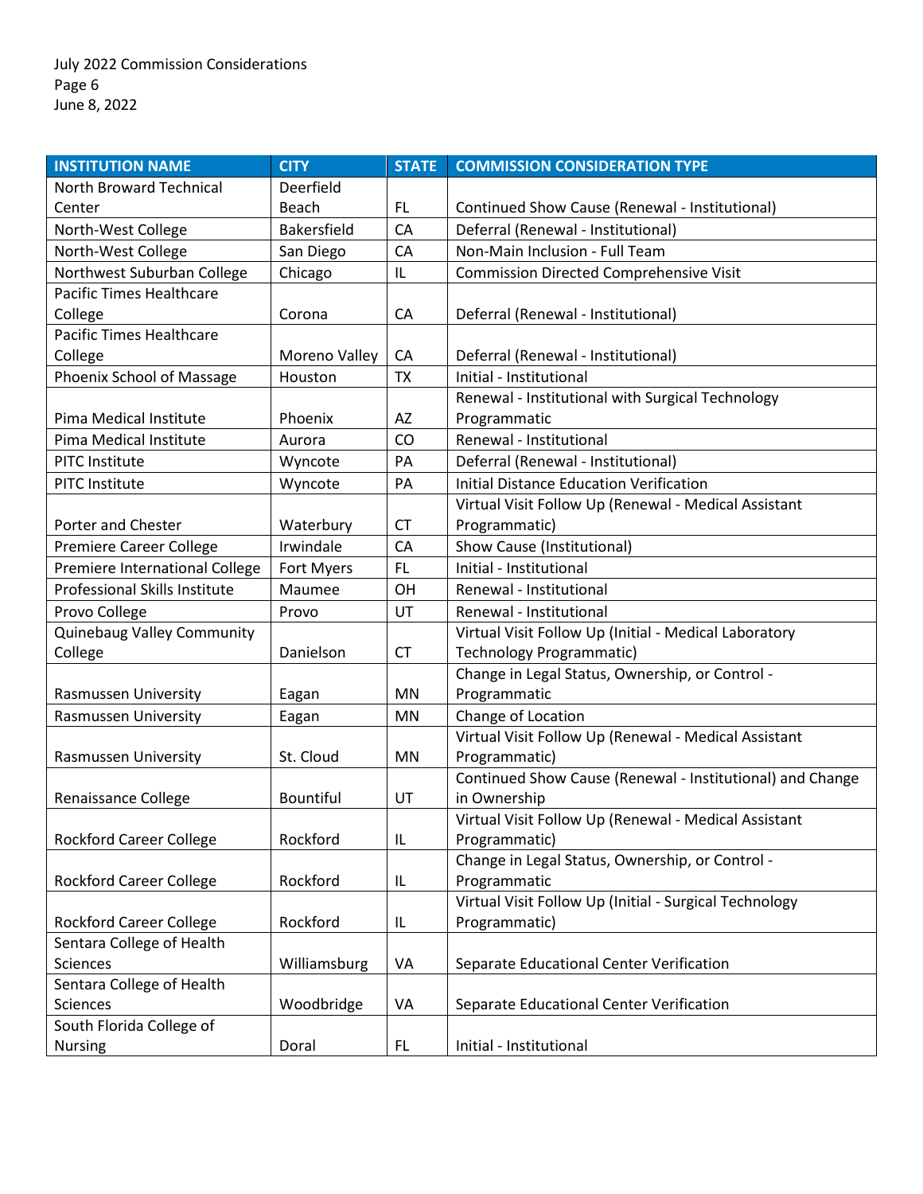| INSTITUTION NAME | CITY | STATE | COMMISSION CONSIDERATION TYPE |
| --- | --- | --- | --- |
| North Broward Technical Center | Deerfield Beach | FL | Continued Show Cause (Renewal - Institutional) |
| North-West College | Bakersfield | CA | Deferral (Renewal - Institutional) |
| North-West College | San Diego | CA | Non-Main Inclusion - Full Team |
| Northwest Suburban College | Chicago | IL | Commission Directed Comprehensive Visit |
| Pacific Times Healthcare College | Corona | CA | Deferral (Renewal - Institutional) |
| Pacific Times Healthcare College | Moreno Valley | CA | Deferral (Renewal - Institutional) |
| Phoenix School of Massage | Houston | TX | Initial - Institutional |
| Pima Medical Institute | Phoenix | AZ | Renewal - Institutional with Surgical Technology Programmatic |
| Pima Medical Institute | Aurora | CO | Renewal - Institutional |
| PITC Institute | Wyncote | PA | Deferral (Renewal - Institutional) |
| PITC Institute | Wyncote | PA | Initial Distance Education Verification |
| Porter and Chester | Waterbury | CT | Virtual Visit Follow Up (Renewal - Medical Assistant Programmatic) |
| Premiere Career College | Irwindale | CA | Show Cause (Institutional) |
| Premiere International College | Fort Myers | FL | Initial - Institutional |
| Professional Skills Institute | Maumee | OH | Renewal - Institutional |
| Provo College | Provo | UT | Renewal - Institutional |
| Quinebaug Valley Community College | Danielson | CT | Virtual Visit Follow Up (Initial - Medical Laboratory Technology Programmatic) |
| Rasmussen University | Eagan | MN | Change in Legal Status, Ownership, or Control - Programmatic |
| Rasmussen University | Eagan | MN | Change of Location |
| Rasmussen University | St. Cloud | MN | Virtual Visit Follow Up (Renewal - Medical Assistant Programmatic) |
| Renaissance College | Bountiful | UT | Continued Show Cause (Renewal - Institutional) and Change in Ownership |
| Rockford Career College | Rockford | IL | Virtual Visit Follow Up (Renewal - Medical Assistant Programmatic) |
| Rockford Career College | Rockford | IL | Change in Legal Status, Ownership, or Control - Programmatic |
| Rockford Career College | Rockford | IL | Virtual Visit Follow Up (Initial - Surgical Technology Programmatic) |
| Sentara College of Health Sciences | Williamsburg | VA | Separate Educational Center Verification |
| Sentara College of Health Sciences | Woodbridge | VA | Separate Educational Center Verification |
| South Florida College of Nursing | Doral | FL | Initial - Institutional |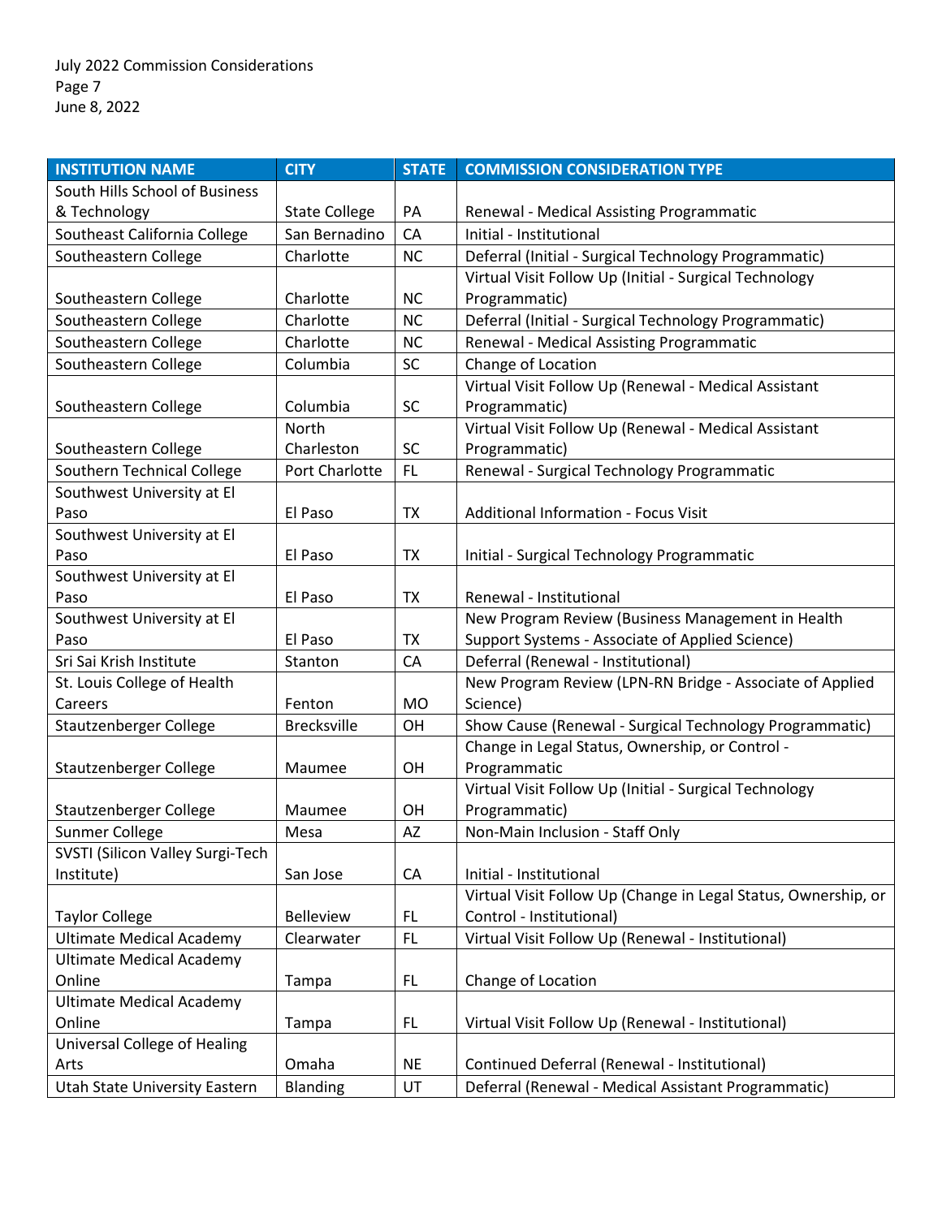| INSTITUTION NAME | CITY | STATE | COMMISSION CONSIDERATION TYPE |
|---|---|---|---|
| South Hills School of Business & Technology | State College | PA | Renewal - Medical Assisting Programmatic |
| Southeast California College | San Bernadino | CA | Initial - Institutional |
| Southeastern College | Charlotte | NC | Deferral (Initial - Surgical Technology Programmatic) |
| Southeastern College | Charlotte | NC | Virtual Visit Follow Up (Initial - Surgical Technology Programmatic) |
| Southeastern College | Charlotte | NC | Deferral (Initial - Surgical Technology Programmatic) |
| Southeastern College | Charlotte | NC | Renewal - Medical Assisting Programmatic |
| Southeastern College | Columbia | SC | Change of Location |
| Southeastern College | Columbia | SC | Virtual Visit Follow Up (Renewal - Medical Assistant Programmatic) |
| Southeastern College | North Charleston | SC | Virtual Visit Follow Up (Renewal - Medical Assistant Programmatic) |
| Southern Technical College | Port Charlotte | FL | Renewal - Surgical Technology Programmatic |
| Southwest University at El Paso | El Paso | TX | Additional Information - Focus Visit |
| Southwest University at El Paso | El Paso | TX | Initial - Surgical Technology Programmatic |
| Southwest University at El Paso | El Paso | TX | Renewal - Institutional |
| Southwest University at El Paso | El Paso | TX | New Program Review (Business Management in Health Support Systems - Associate of Applied Science) |
| Sri Sai Krish Institute | Stanton | CA | Deferral (Renewal - Institutional) |
| St. Louis College of Health Careers | Fenton | MO | New Program Review (LPN-RN Bridge - Associate of Applied Science) |
| Stautzenberger College | Brecksville | OH | Show Cause (Renewal - Surgical Technology Programmatic) |
| Stautzenberger College | Maumee | OH | Change in Legal Status, Ownership, or Control - Programmatic |
| Stautzenberger College | Maumee | OH | Virtual Visit Follow Up (Initial - Surgical Technology Programmatic) |
| Sunmer College | Mesa | AZ | Non-Main Inclusion - Staff Only |
| SVSTI (Silicon Valley Surgi-Tech Institute) | San Jose | CA | Initial - Institutional |
| Taylor College | Belleview | FL | Virtual Visit Follow Up (Change in Legal Status, Ownership, or Control - Institutional) |
| Ultimate Medical Academy | Clearwater | FL | Virtual Visit Follow Up (Renewal - Institutional) |
| Ultimate Medical Academy Online | Tampa | FL | Change of Location |
| Ultimate Medical Academy Online | Tampa | FL | Virtual Visit Follow Up (Renewal - Institutional) |
| Universal College of Healing Arts | Omaha | NE | Continued Deferral (Renewal - Institutional) |
| Utah State University Eastern | Blanding | UT | Deferral (Renewal - Medical Assistant Programmatic) |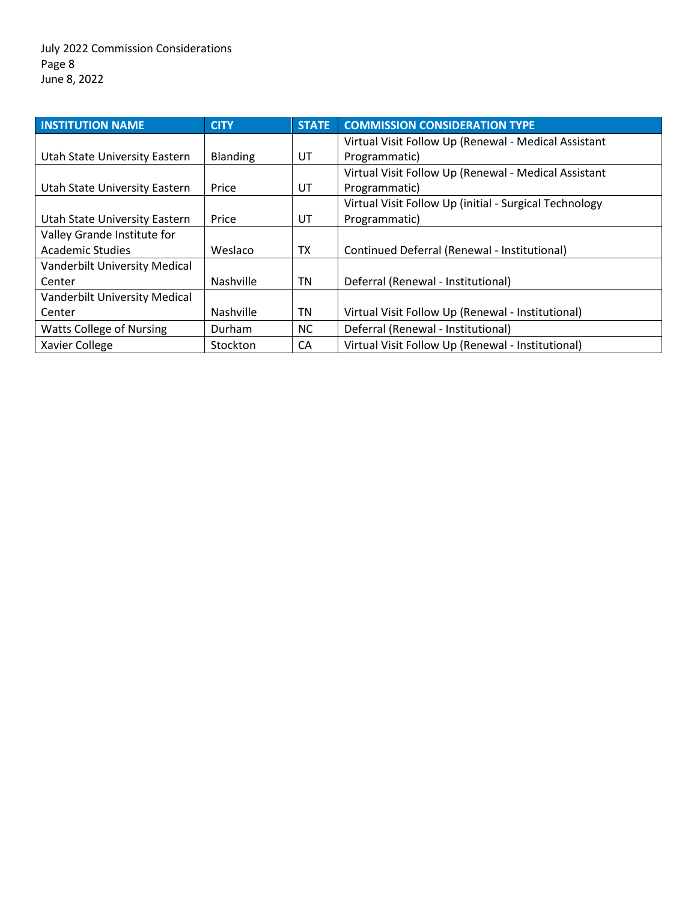| INSTITUTION NAME | CITY | STATE | COMMISSION CONSIDERATION TYPE |
| --- | --- | --- | --- |
| Utah State University Eastern | Blanding | UT | Virtual Visit Follow Up (Renewal - Medical Assistant Programmatic) |
| Utah State University Eastern | Price | UT | Virtual Visit Follow Up (Renewal - Medical Assistant Programmatic) |
| Utah State University Eastern | Price | UT | Virtual Visit Follow Up (initial - Surgical Technology Programmatic) |
| Valley Grande Institute for Academic Studies | Weslaco | TX | Continued Deferral (Renewal - Institutional) |
| Vanderbilt University Medical Center | Nashville | TN | Deferral (Renewal - Institutional) |
| Vanderbilt University Medical Center | Nashville | TN | Virtual Visit Follow Up (Renewal - Institutional) |
| Watts College of Nursing | Durham | NC | Deferral (Renewal - Institutional) |
| Xavier College | Stockton | CA | Virtual Visit Follow Up (Renewal - Institutional) |